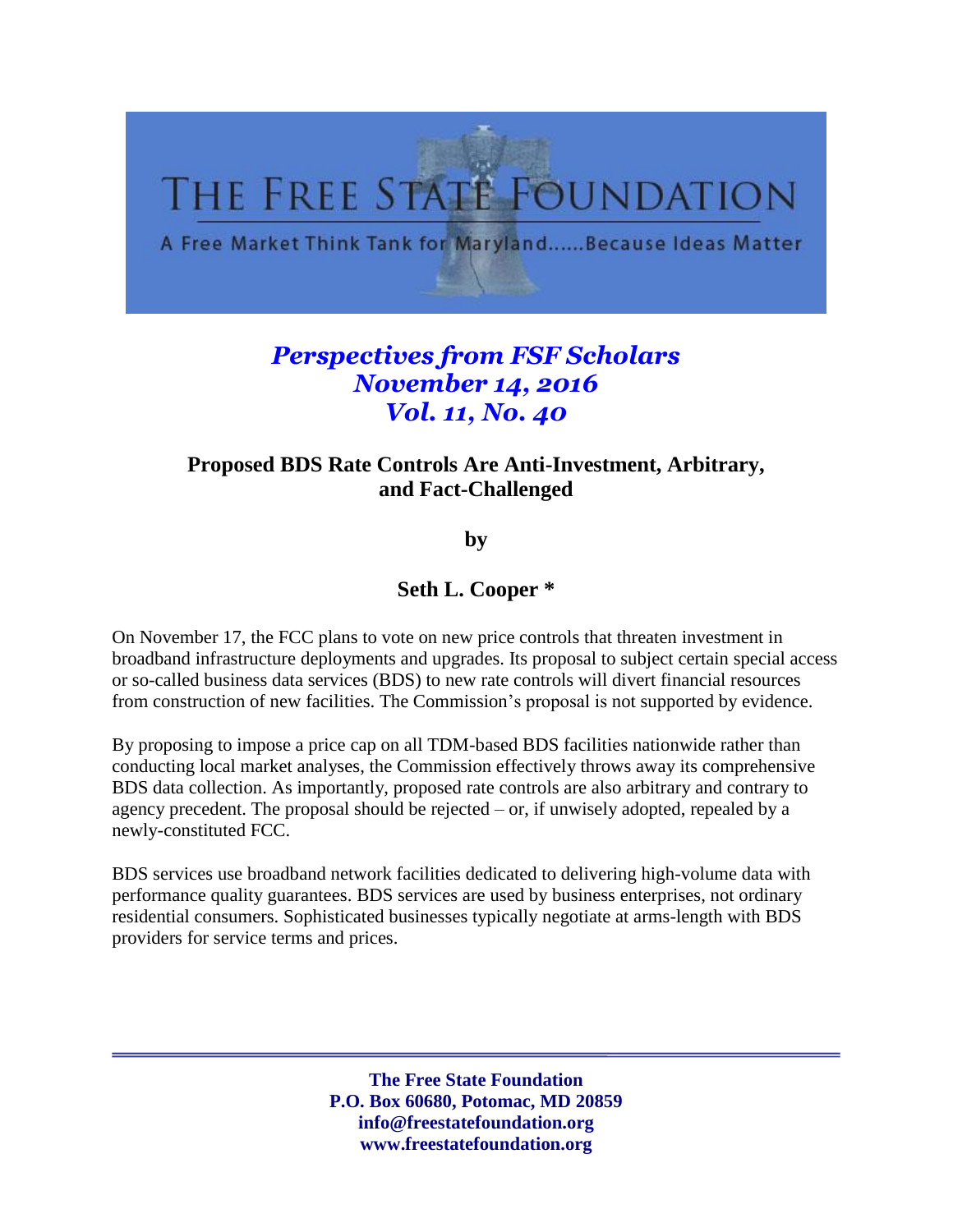# THE FREE STATE FOUNDATION

A Free Market Think Tank for Maryland......Because Ideas Matter

*Perspectives from FSF Scholars*
*November 14, 2016*
*Vol. 11, No. 40*

## Proposed BDS Rate Controls Are Anti-Investment, Arbitrary, and Fact-Challenged

**by**

**Seth L. Cooper ***

On November 17, the FCC plans to vote on new price controls that threaten investment in broadband infrastructure deployments and upgrades. Its proposal to subject certain special access or so-called business data services (BDS) to new rate controls will divert financial resources from construction of new facilities. The Commission's proposal is not supported by evidence.

By proposing to impose a price cap on all TDM-based BDS facilities nationwide rather than conducting local market analyses, the Commission effectively throws away its comprehensive BDS data collection. As importantly, proposed rate controls are also arbitrary and contrary to agency precedent. The proposal should be rejected – or, if unwisely adopted, repealed by a newly-constituted FCC.

BDS services use broadband network facilities dedicated to delivering high-volume data with performance quality guarantees. BDS services are used by business enterprises, not ordinary residential consumers. Sophisticated businesses typically negotiate at arms-length with BDS providers for service terms and prices.

**The Free State Foundation**
**P.O. Box 60680, Potomac, MD 20859**
**info@freestatefoundation.org**
**www.freestatefoundation.org**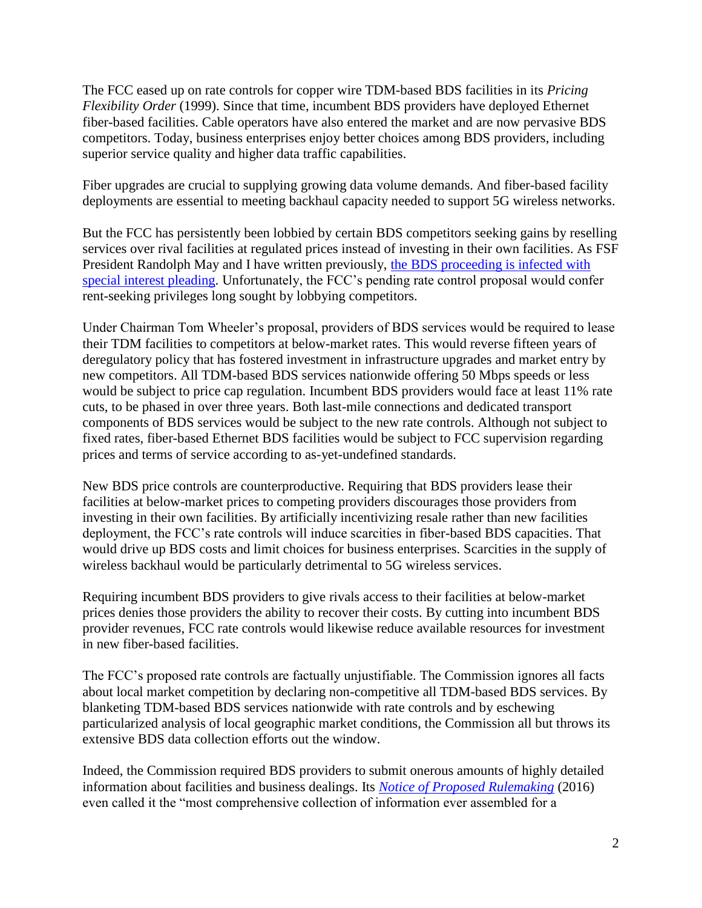The FCC eased up on rate controls for copper wire TDM-based BDS facilities in its *Pricing Flexibility Order* (1999). Since that time, incumbent BDS providers have deployed Ethernet fiber-based facilities. Cable operators have also entered the market and are now pervasive BDS competitors. Today, business enterprises enjoy better choices among BDS providers, including superior service quality and higher data traffic capabilities.

Fiber upgrades are crucial to supplying growing data volume demands. And fiber-based facility deployments are essential to meeting backhaul capacity needed to support 5G wireless networks.

But the FCC has persistently been lobbied by certain BDS competitors seeking gains by reselling services over rival facilities at regulated prices instead of investing in their own facilities. As FSF President Randolph May and I have written previously, the BDS proceeding is infected with special interest pleading. Unfortunately, the FCC's pending rate control proposal would confer rent-seeking privileges long sought by lobbying competitors.

Under Chairman Tom Wheeler's proposal, providers of BDS services would be required to lease their TDM facilities to competitors at below-market rates. This would reverse fifteen years of deregulatory policy that has fostered investment in infrastructure upgrades and market entry by new competitors. All TDM-based BDS services nationwide offering 50 Mbps speeds or less would be subject to price cap regulation. Incumbent BDS providers would face at least 11% rate cuts, to be phased in over three years. Both last-mile connections and dedicated transport components of BDS services would be subject to the new rate controls. Although not subject to fixed rates, fiber-based Ethernet BDS facilities would be subject to FCC supervision regarding prices and terms of service according to as-yet-undefined standards.

New BDS price controls are counterproductive. Requiring that BDS providers lease their facilities at below-market prices to competing providers discourages those providers from investing in their own facilities. By artificially incentivizing resale rather than new facilities deployment, the FCC's rate controls will induce scarcities in fiber-based BDS capacities. That would drive up BDS costs and limit choices for business enterprises. Scarcities in the supply of wireless backhaul would be particularly detrimental to 5G wireless services.

Requiring incumbent BDS providers to give rivals access to their facilities at below-market prices denies those providers the ability to recover their costs. By cutting into incumbent BDS provider revenues, FCC rate controls would likewise reduce available resources for investment in new fiber-based facilities.

The FCC's proposed rate controls are factually unjustifiable. The Commission ignores all facts about local market competition by declaring non-competitive all TDM-based BDS services. By blanketing TDM-based BDS services nationwide with rate controls and by eschewing particularized analysis of local geographic market conditions, the Commission all but throws its extensive BDS data collection efforts out the window.

Indeed, the Commission required BDS providers to submit onerous amounts of highly detailed information about facilities and business dealings. Its *Notice of Proposed Rulemaking* (2016) even called it the "most comprehensive collection of information ever assembled for a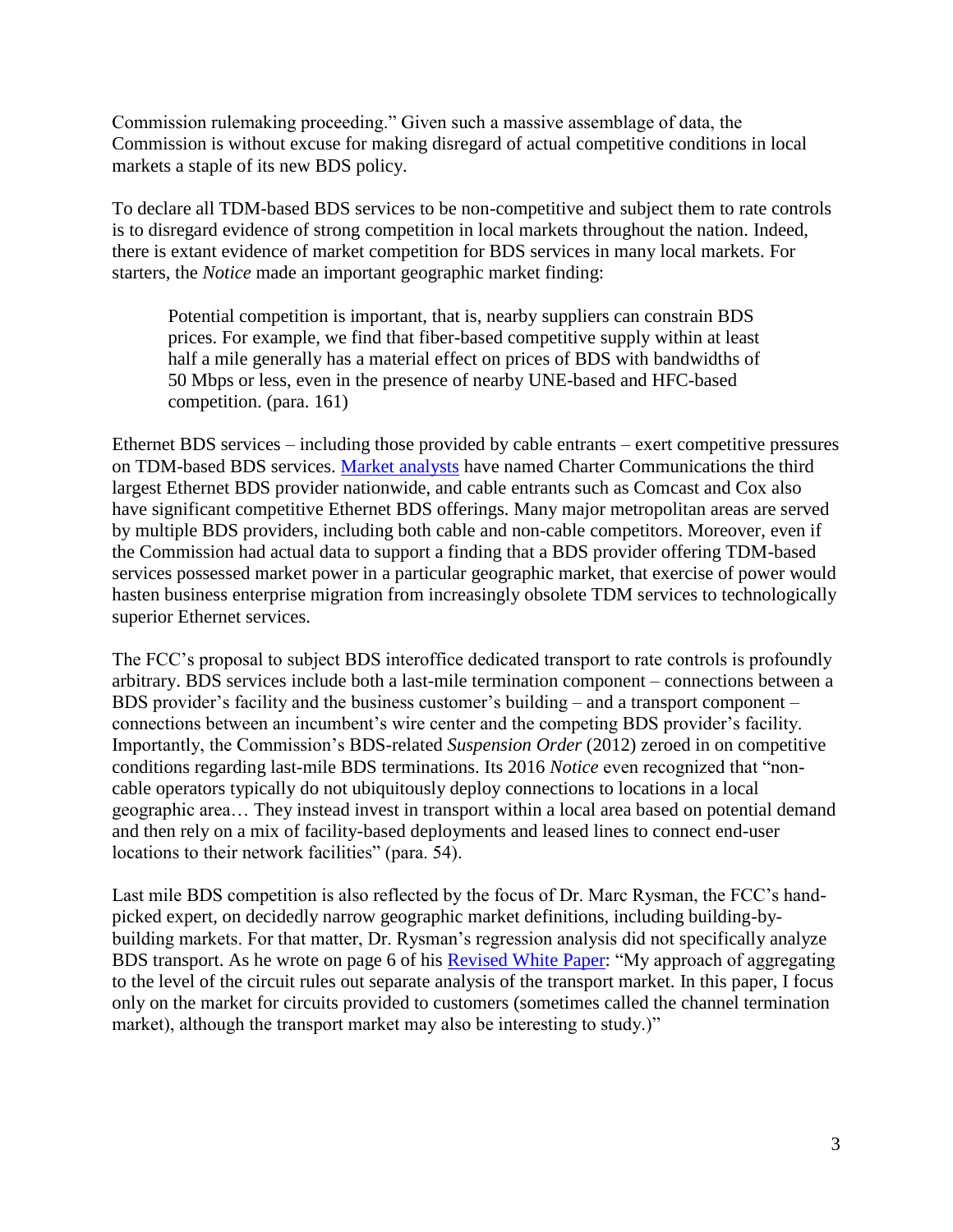Commission rulemaking proceeding." Given such a massive assemblage of data, the Commission is without excuse for making disregard of actual competitive conditions in local markets a staple of its new BDS policy.

To declare all TDM-based BDS services to be non-competitive and subject them to rate controls is to disregard evidence of strong competition in local markets throughout the nation. Indeed, there is extant evidence of market competition for BDS services in many local markets. For starters, the *Notice* made an important geographic market finding:

> Potential competition is important, that is, nearby suppliers can constrain BDS prices. For example, we find that fiber-based competitive supply within at least half a mile generally has a material effect on prices of BDS with bandwidths of 50 Mbps or less, even in the presence of nearby UNE-based and HFC-based competition. (para. 161)

Ethernet BDS services – including those provided by cable entrants – exert competitive pressures on TDM-based BDS services. Market analysts have named Charter Communications the third largest Ethernet BDS provider nationwide, and cable entrants such as Comcast and Cox also have significant competitive Ethernet BDS offerings. Many major metropolitan areas are served by multiple BDS providers, including both cable and non-cable competitors. Moreover, even if the Commission had actual data to support a finding that a BDS provider offering TDM-based services possessed market power in a particular geographic market, that exercise of power would hasten business enterprise migration from increasingly obsolete TDM services to technologically superior Ethernet services.

The FCC's proposal to subject BDS interoffice dedicated transport to rate controls is profoundly arbitrary. BDS services include both a last-mile termination component – connections between a BDS provider's facility and the business customer's building – and a transport component – connections between an incumbent's wire center and the competing BDS provider's facility. Importantly, the Commission's BDS-related *Suspension Order* (2012) zeroed in on competitive conditions regarding last-mile BDS terminations. Its 2016 *Notice* even recognized that "non-cable operators typically do not ubiquitously deploy connections to locations in a local geographic area… They instead invest in transport within a local area based on potential demand and then rely on a mix of facility-based deployments and leased lines to connect end-user locations to their network facilities" (para. 54).

Last mile BDS competition is also reflected by the focus of Dr. Marc Rysman, the FCC's hand-picked expert, on decidedly narrow geographic market definitions, including building-by-building markets. For that matter, Dr. Rysman's regression analysis did not specifically analyze BDS transport. As he wrote on page 6 of his Revised White Paper: "My approach of aggregating to the level of the circuit rules out separate analysis of the transport market. In this paper, I focus only on the market for circuits provided to customers (sometimes called the channel termination market), although the transport market may also be interesting to study.)"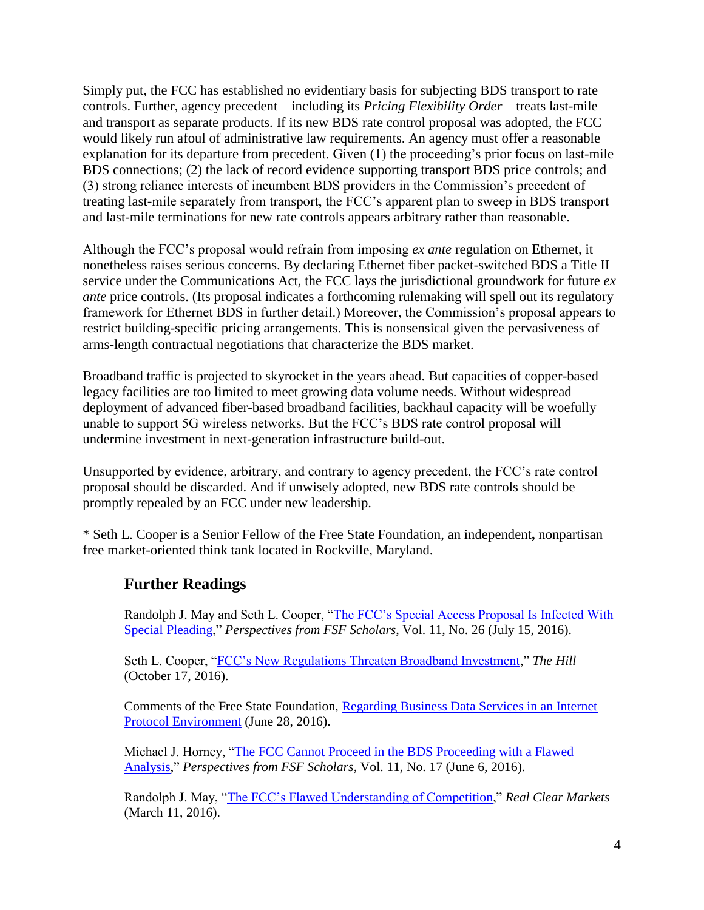Simply put, the FCC has established no evidentiary basis for subjecting BDS transport to rate controls. Further, agency precedent – including its *Pricing Flexibility Order* – treats last-mile and transport as separate products. If its new BDS rate control proposal was adopted, the FCC would likely run afoul of administrative law requirements. An agency must offer a reasonable explanation for its departure from precedent. Given (1) the proceeding's prior focus on last-mile BDS connections; (2) the lack of record evidence supporting transport BDS price controls; and (3) strong reliance interests of incumbent BDS providers in the Commission's precedent of treating last-mile separately from transport, the FCC's apparent plan to sweep in BDS transport and last-mile terminations for new rate controls appears arbitrary rather than reasonable.

Although the FCC's proposal would refrain from imposing *ex ante* regulation on Ethernet, it nonetheless raises serious concerns. By declaring Ethernet fiber packet-switched BDS a Title II service under the Communications Act, the FCC lays the jurisdictional groundwork for future *ex ante* price controls. (Its proposal indicates a forthcoming rulemaking will spell out its regulatory framework for Ethernet BDS in further detail.) Moreover, the Commission's proposal appears to restrict building-specific pricing arrangements. This is nonsensical given the pervasiveness of arms-length contractual negotiations that characterize the BDS market.

Broadband traffic is projected to skyrocket in the years ahead. But capacities of copper-based legacy facilities are too limited to meet growing data volume needs. Without widespread deployment of advanced fiber-based broadband facilities, backhaul capacity will be woefully unable to support 5G wireless networks. But the FCC's BDS rate control proposal will undermine investment in next-generation infrastructure build-out.

Unsupported by evidence, arbitrary, and contrary to agency precedent, the FCC's rate control proposal should be discarded. And if unwisely adopted, new BDS rate controls should be promptly repealed by an FCC under new leadership.

* Seth L. Cooper is a Senior Fellow of the Free State Foundation, an independent**,** nonpartisan free market-oriented think tank located in Rockville, Maryland.

## Further Readings

Randolph J. May and Seth L. Cooper, "The FCC's Special Access Proposal Is Infected With Special Pleading," *Perspectives from FSF Scholars*, Vol. 11, No. 26 (July 15, 2016).

Seth L. Cooper, "FCC's New Regulations Threaten Broadband Investment," *The Hill* (October 17, 2016).

Comments of the Free State Foundation, Regarding Business Data Services in an Internet Protocol Environment (June 28, 2016).

Michael J. Horney, "The FCC Cannot Proceed in the BDS Proceeding with a Flawed Analysis," *Perspectives from FSF Scholars*, Vol. 11, No. 17 (June 6, 2016).

Randolph J. May, "The FCC's Flawed Understanding of Competition," *Real Clear Markets* (March 11, 2016).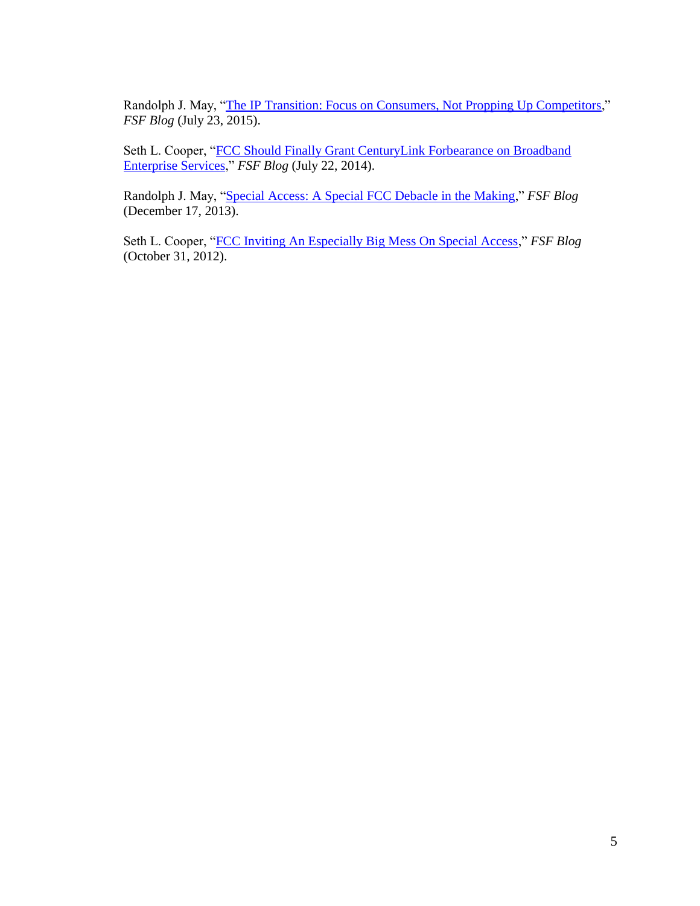Randolph J. May, "The IP Transition: Focus on Consumers, Not Propping Up Competitors," *FSF Blog* (July 23, 2015).

Seth L. Cooper, "FCC Should Finally Grant CenturyLink Forbearance on Broadband Enterprise Services," *FSF Blog* (July 22, 2014).

Randolph J. May, "Special Access: A Special FCC Debacle in the Making," *FSF Blog* (December 17, 2013).

Seth L. Cooper, "FCC Inviting An Especially Big Mess On Special Access," *FSF Blog* (October 31, 2012).